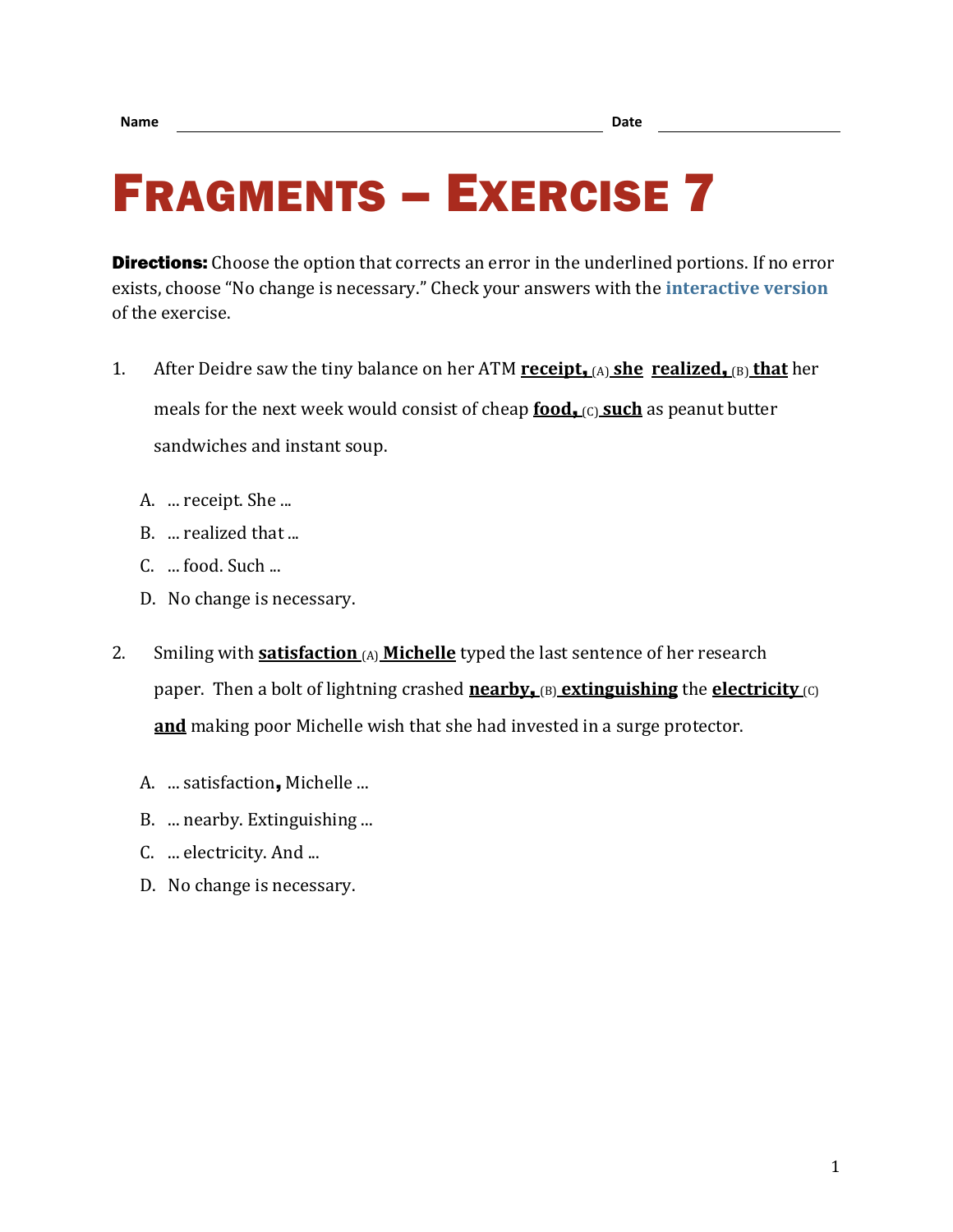Name ______________________________ Date ______________

# Fragments – Exercise 7

**Directions:** Choose the option that corrects an error in the underlined portions. If no error exists, choose "No change is necessary." Check your answers with the **interactive version** of the exercise.

1. After Deidre saw the tiny balance on her ATM **receipt,** (A) **she** **realized,** (B) **that** her meals for the next week would consist of cheap **food,** (C) **such** as peanut butter sandwiches and instant soup.

   A. ... receipt. She ...
   B. ... realized that ...
   C. ... food. Such ...
   D. No change is necessary.

2. Smiling with **satisfaction** (A) **Michelle** typed the last sentence of her research paper. Then a bolt of lightning crashed **nearby,** (B) **extinguishing** the **electricity** (C) **and** making poor Michelle wish that she had invested in a surge protector.

   A. ... satisfaction**,** Michelle ...
   B. ... nearby. Extinguishing ...
   C. ... electricity. And ...
   D. No change is necessary.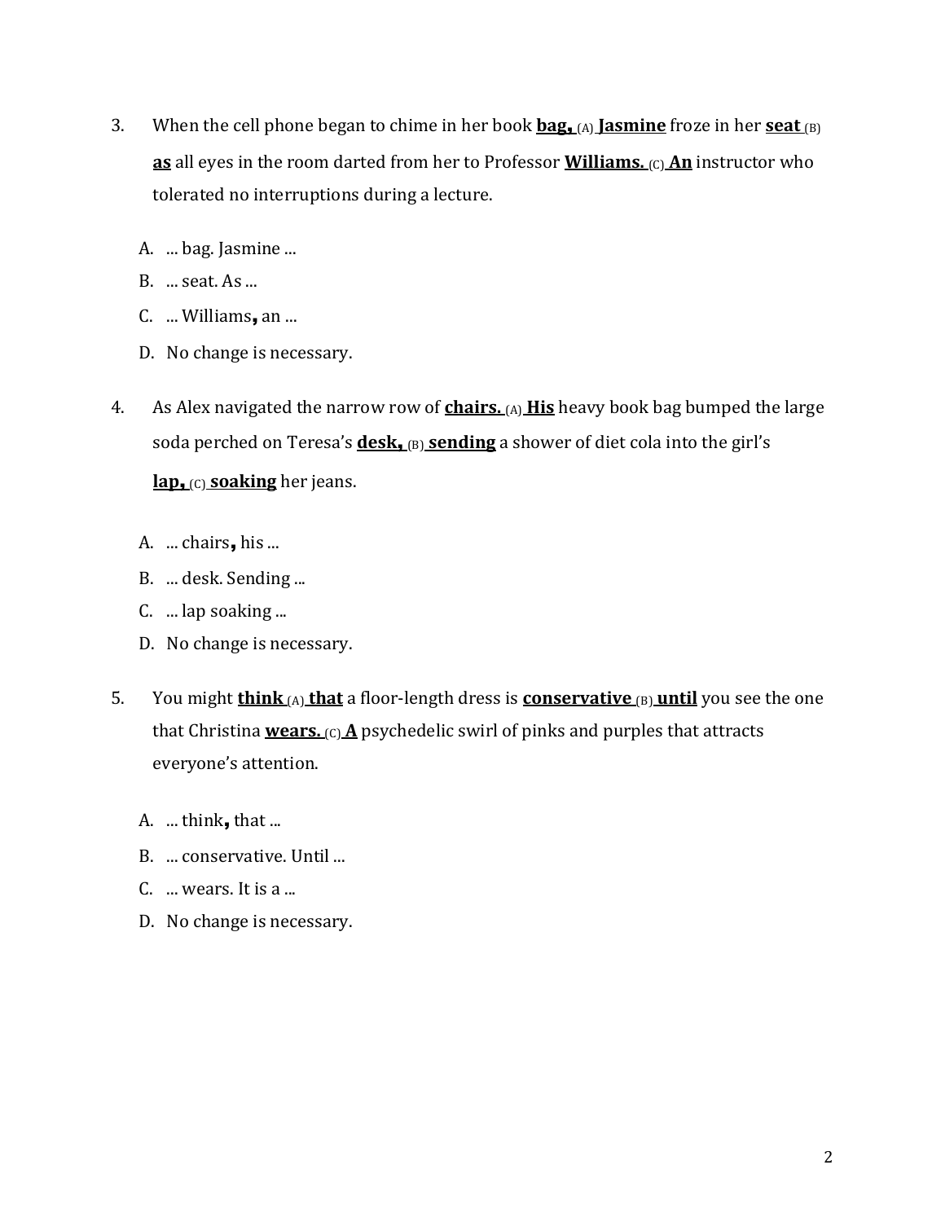3. When the cell phone began to chime in her book **<u>bag,</u>** (A) **<u>Jasmine</u>** froze in her **<u>seat</u>** (B) **<u>as</u>** all eyes in the room darted from her to Professor **<u>Williams.</u>** (C) **<u>An</u>** instructor who tolerated no interruptions during a lecture.

   A. ... bag. Jasmine ...
   B. ... seat. As ...
   C. ... Williams**,** an ...
   D. No change is necessary.

4. As Alex navigated the narrow row of **<u>chairs.</u>** (A) **<u>His</u>** heavy book bag bumped the large soda perched on Teresa's **<u>desk,</u>** (B) **<u>sending</u>** a shower of diet cola into the girl's **<u>lap,</u>** (C) **<u>soaking</u>** her jeans.

   A. ... chairs**,** his ...
   B. ... desk. Sending ...
   C. ... lap soaking ...
   D. No change is necessary.

5. You might **<u>think</u>** (A) **<u>that</u>** a floor-length dress is **<u>conservative</u>** (B) **<u>until</u>** you see the one that Christina **<u>wears.</u>** (C) **<u>A</u>** psychedelic swirl of pinks and purples that attracts everyone's attention.

   A. ... think**,** that ...
   B. ... conservative. Until ...
   C. ... wears. It is a ...
   D. No change is necessary.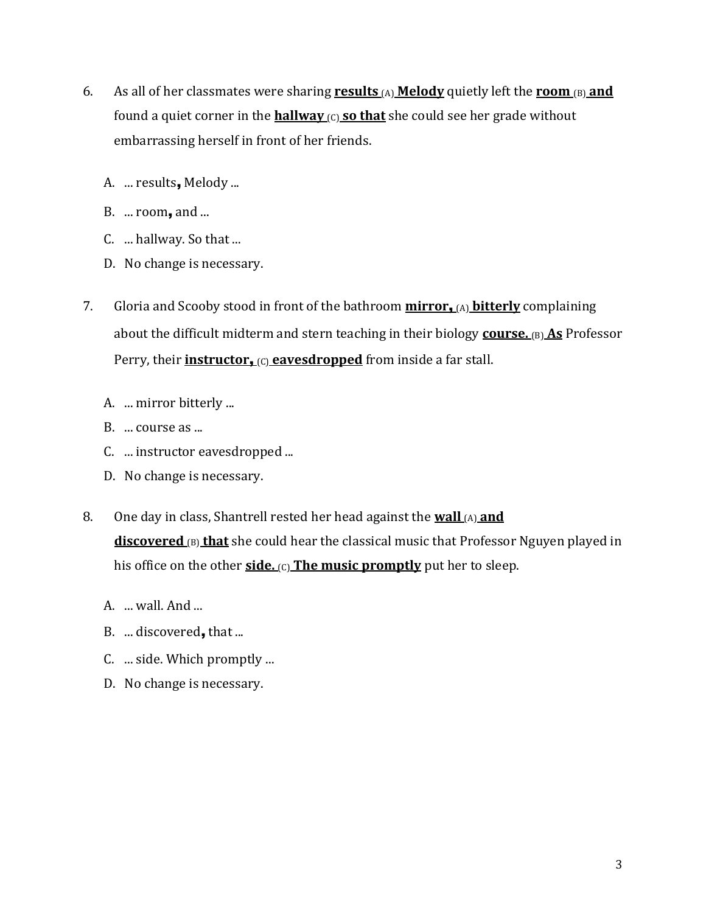6. As all of her classmates were sharing **results** (A) **Melody** quietly left the **room** (B) **and** found a quiet corner in the **hallway** (C) **so that** she could see her grade without embarrassing herself in front of her friends.

   A. ... results**,** Melody ...
   B. ... room**,** and ...
   C. ... hallway. So that ...
   D. No change is necessary.

7. Gloria and Scooby stood in front of the bathroom **mirror,** (A) **bitterly** complaining about the difficult midterm and stern teaching in their biology **course.** (B) **As** Professor Perry, their **instructor,** (C) **eavesdropped** from inside a far stall.

   A. ... mirror bitterly ...
   B. ... course as ...
   C. ... instructor eavesdropped ...
   D. No change is necessary.

8. One day in class, Shantrell rested her head against the **wall** (A) **and discovered** (B) **that** she could hear the classical music that Professor Nguyen played in his office on the other **side.** (C) **The music promptly** put her to sleep.

   A. ... wall. And ...
   B. ... discovered**,** that ...
   C. ... side. Which promptly ...
   D. No change is necessary.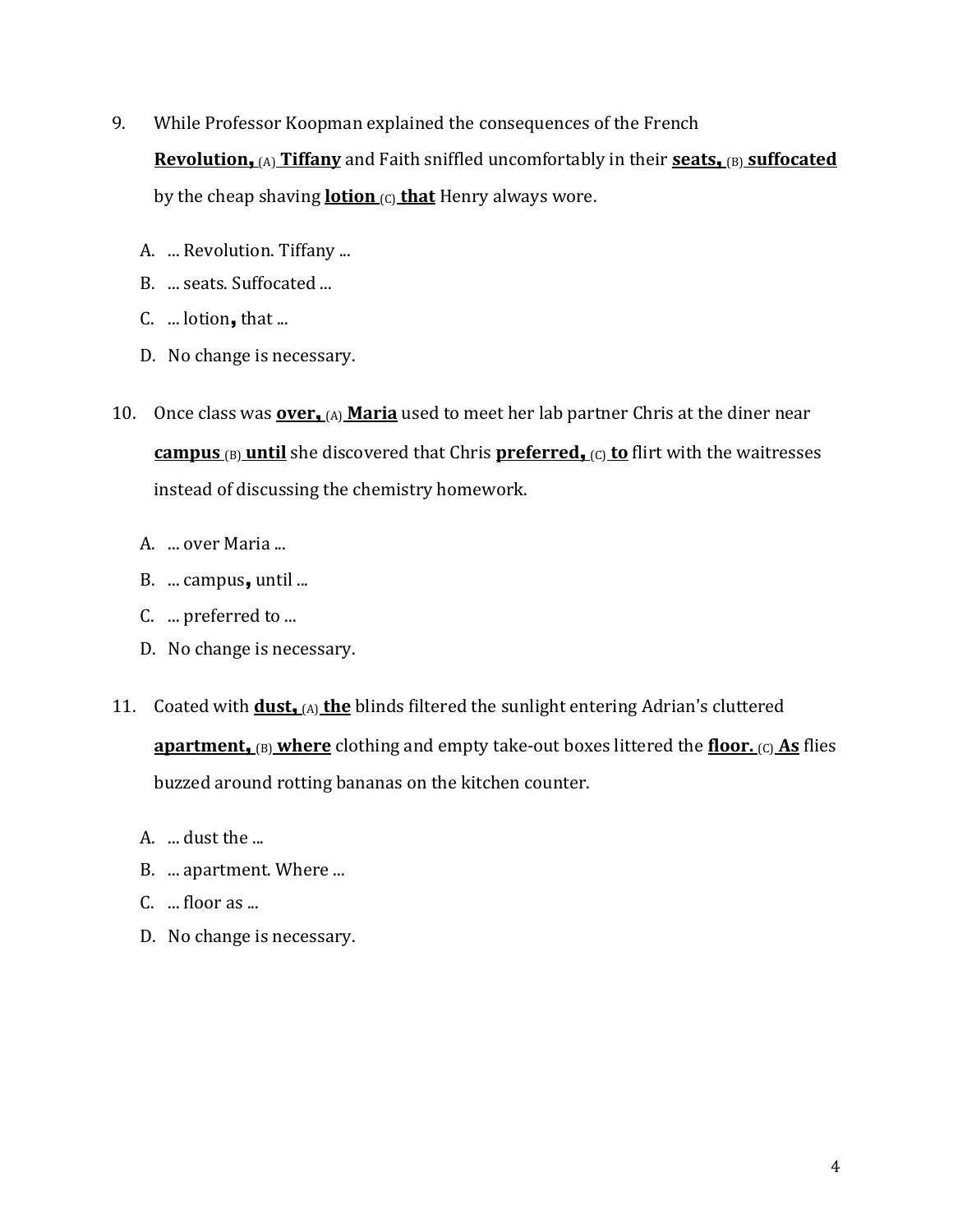9. While Professor Koopman explained the consequences of the French **Revolution,** (A) **Tiffany** and Faith sniffled uncomfortably in their **seats,** (B) **suffocated** by the cheap shaving **lotion** (C) **that** Henry always wore.

   A. ... Revolution. Tiffany ...
   B. ... seats. Suffocated ...
   C. ... lotion**,** that ...
   D. No change is necessary.

10. Once class was **over,** (A) **Maria** used to meet her lab partner Chris at the diner near **campus** (B) **until** she discovered that Chris **preferred,** (C) **to** flirt with the waitresses instead of discussing the chemistry homework.

    A. ... over Maria ...
    B. ... campus**,** until ...
    C. ... preferred to ...
    D. No change is necessary.

11. Coated with **dust,** (A) **the** blinds filtered the sunlight entering Adrian's cluttered **apartment,** (B) **where** clothing and empty take-out boxes littered the **floor.** (C) **As** flies buzzed around rotting bananas on the kitchen counter.

    A. ... dust the ...
    B. ... apartment. Where ...
    C. ... floor as ...
    D. No change is necessary.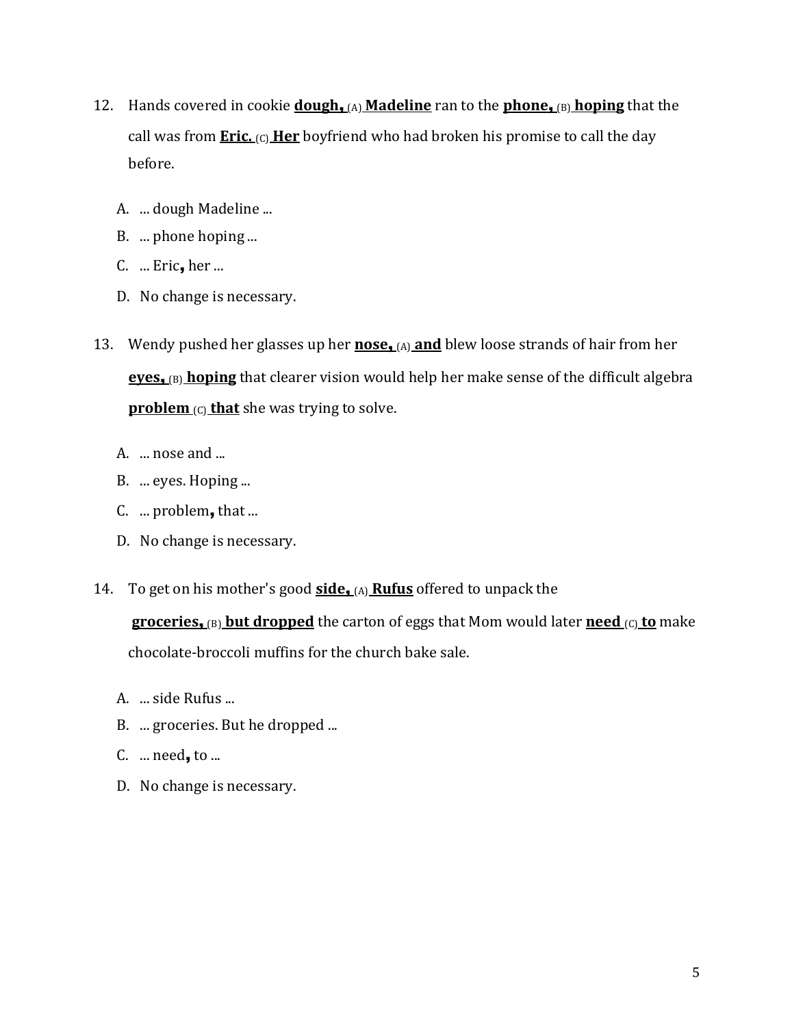12. Hands covered in cookie **dough,** (A) **Madeline** ran to the **phone,** (B) **hoping** that the call was from **Eric.** (C) **Her** boyfriend who had broken his promise to call the day before.

    A. ... dough Madeline ...
    B. ... phone hoping ...
    C. ... Eric**,** her ...
    D. No change is necessary.

13. Wendy pushed her glasses up her **nose,** (A) **and** blew loose strands of hair from her **eyes,** (B) **hoping** that clearer vision would help her make sense of the difficult algebra **problem** (C) **that** she was trying to solve.

    A. ... nose and ...
    B. ... eyes. Hoping ...
    C. ... problem**,** that ...
    D. No change is necessary.

14. To get on his mother's good **side,** (A) **Rufus** offered to unpack the **groceries,** (B) **but dropped** the carton of eggs that Mom would later **need** (C) **to** make chocolate-broccoli muffins for the church bake sale.

    A. ... side Rufus ...
    B. ... groceries. But he dropped ...
    C. ... need**,** to ...
    D. No change is necessary.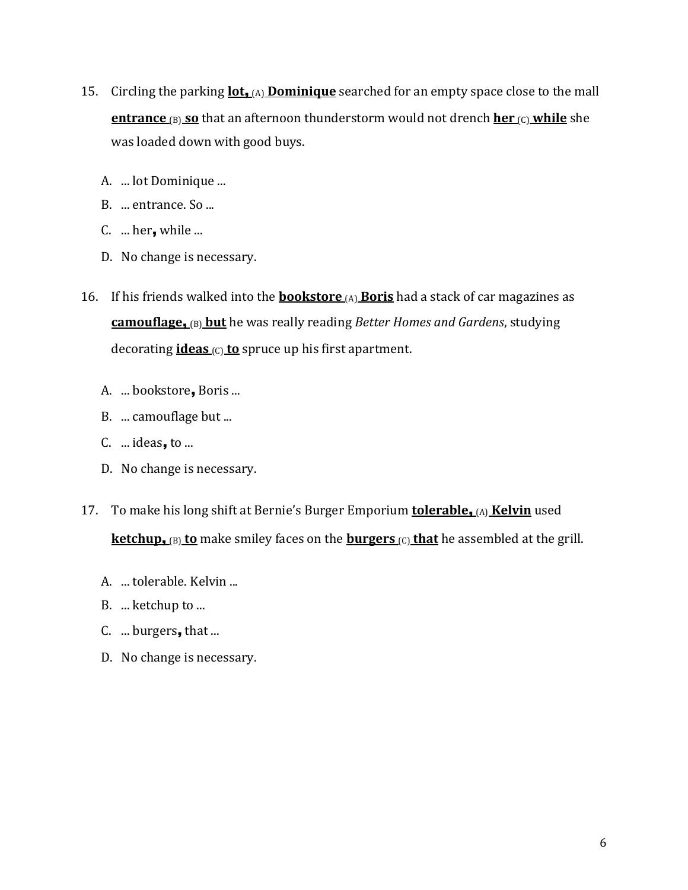15. Circling the parking **<u>lot,</u>** (A) **<u>Dominique</u>** searched for an empty space close to the mall **<u>entrance</u>** (B) **<u>so</u>** that an afternoon thunderstorm would not drench **<u>her</u>** (C) **<u>while</u>** she was loaded down with good buys.

    A. ... lot Dominique ...
    B. ... entrance. So ...
    C. ... her**,** while ...
    D. No change is necessary.

16. If his friends walked into the **<u>bookstore</u>** (A) **<u>Boris</u>** had a stack of car magazines as **<u>camouflage,</u>** (B) **<u>but</u>** he was really reading *Better Homes and Gardens*, studying decorating **<u>ideas</u>** (C) **<u>to</u>** spruce up his first apartment.

    A. ... bookstore**,** Boris ...
    B. ... camouflage but ...
    C. ... ideas**,** to ...
    D. No change is necessary.

17. To make his long shift at Bernie's Burger Emporium **<u>tolerable,</u>** (A) **<u>Kelvin</u>** used **<u>ketchup,</u>** (B) **<u>to</u>** make smiley faces on the **<u>burgers</u>** (C) **<u>that</u>** he assembled at the grill.

    A. ... tolerable. Kelvin ...
    B. ... ketchup to ...
    C. ... burgers**,** that ...
    D. No change is necessary.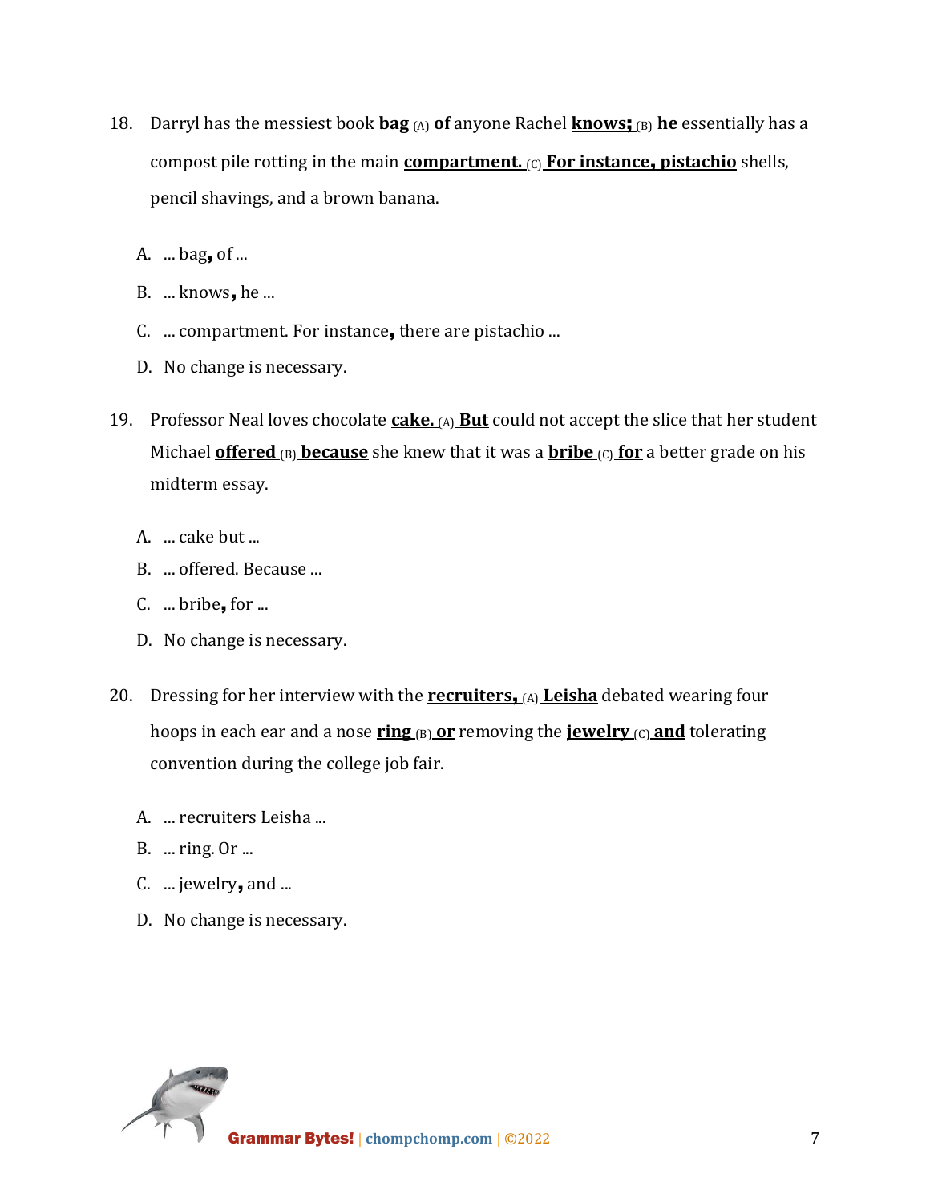18. Darryl has the messiest book **bag** (A) **of** anyone Rachel **knows;** (B) **he** essentially has a compost pile rotting in the main **compartment.** (C) **For instance, pistachio** shells, pencil shavings, and a brown banana.

    A. ... bag**,** of ...

    B. ... knows**,** he ...

    C. ... compartment. For instance**,** there are pistachio ...

    D. No change is necessary.

19. Professor Neal loves chocolate **cake.** (A) **But** could not accept the slice that her student Michael **offered** (B) **because** she knew that it was a **bribe** (C) **for** a better grade on his midterm essay.

    A. ... cake but ...

    B. ... offered. Because ...

    C. ... bribe**,** for ...

    D. No change is necessary.

20. Dressing for her interview with the **recruiters,** (A) **Leisha** debated wearing four hoops in each ear and a nose **ring** (B) **or** removing the **jewelry** (C) **and** tolerating convention during the college job fair.

    A. ... recruiters Leisha ...

    B. ... ring. Or ...

    C. ... jewelry**,** and ...

    D. No change is necessary.